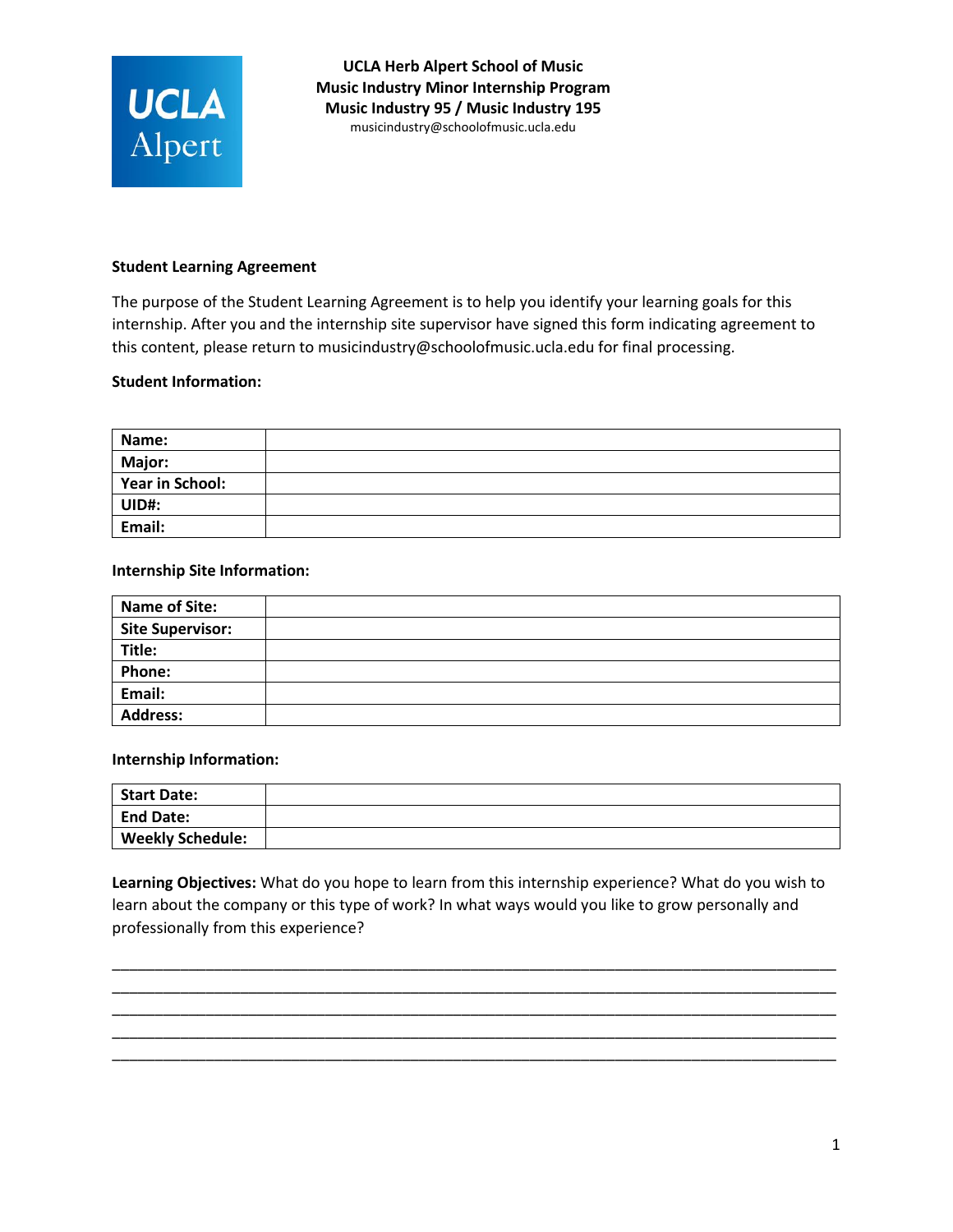**UCLA Herb Alpert School of Music**
**Music Industry Minor Internship Program**
**Music Industry 95 / Music Industry 195**
musicindustry@schoolofmusic.ucla.edu

**Student Learning Agreement**

The purpose of the Student Learning Agreement is to help you identify your learning goals for this internship. After you and the internship site supervisor have signed this form indicating agreement to this content, please return to musicindustry@schoolofmusic.ucla.edu for final processing.

**Student Information:**

| | |
|---|---|
| **Name:** | |
| **Major:** | |
| **Year in School:** | |
| **UID#:** | |
| **Email:** | |

**Internship Site Information:**

| | |
|---|---|
| **Name of Site:** | |
| **Site Supervisor:** | |
| **Title:** | |
| **Phone:** | |
| **Email:** | |
| **Address:** | |

**Internship Information:**

| | |
|---|---|
| **Start Date:** | |
| **End Date:** | |
| **Weekly Schedule:** | |

**Learning Objectives:** What do you hope to learn from this internship experience? What do you wish to learn about the company or this type of work? In what ways would you like to grow personally and professionally from this experience?

_______________________________________________________________________________
_______________________________________________________________________________
_______________________________________________________________________________
_______________________________________________________________________________
_______________________________________________________________________________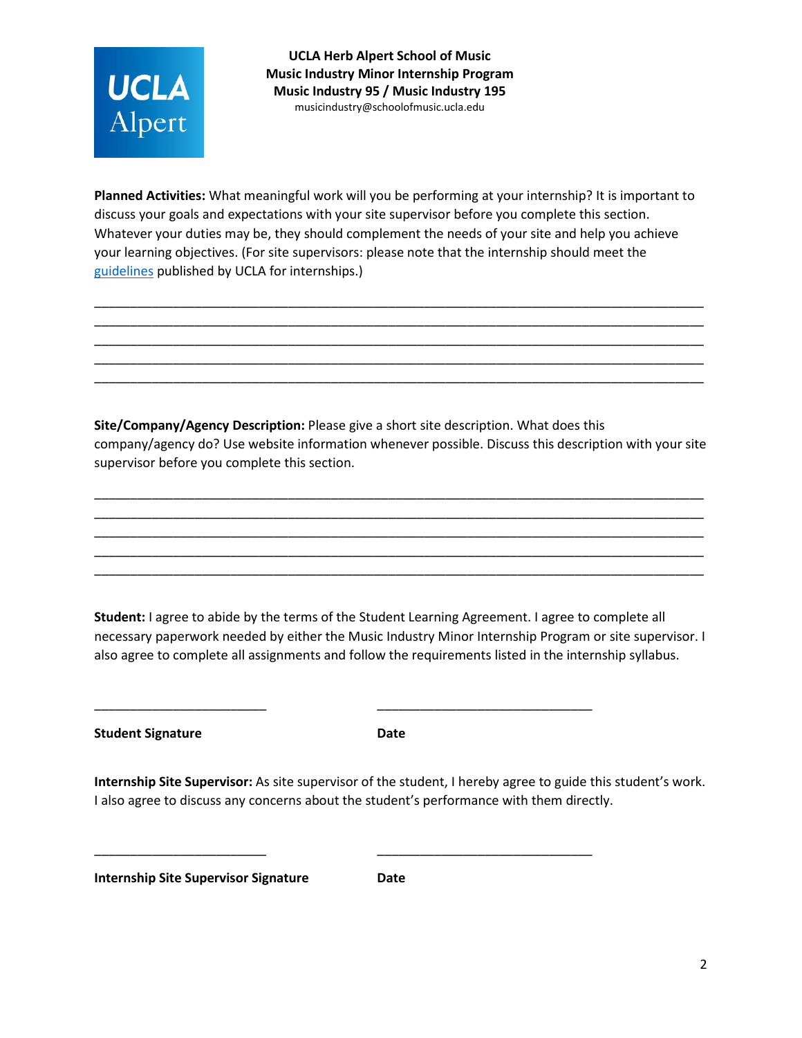**UCLA Herb Alpert School of Music**
**Music Industry Minor Internship Program**
**Music Industry 95 / Music Industry 195**
musicindustry@schoolofmusic.ucla.edu

**Planned Activities:** What meaningful work will you be performing at your internship? It is important to discuss your goals and expectations with your site supervisor before you complete this section. Whatever your duties may be, they should complement the needs of your site and help you achieve your learning objectives. (For site supervisors: please note that the internship should meet the guidelines published by UCLA for internships.)

_______________________________________________________________________________
_______________________________________________________________________________
_______________________________________________________________________________
_______________________________________________________________________________
_______________________________________________________________________________

**Site/Company/Agency Description:** Please give a short site description. What does this company/agency do? Use website information whenever possible. Discuss this description with your site supervisor before you complete this section.

_______________________________________________________________________________
_______________________________________________________________________________
_______________________________________________________________________________
_______________________________________________________________________________
_______________________________________________________________________________

**Student:** I agree to abide by the terms of the Student Learning Agreement. I agree to complete all necessary paperwork needed by either the Music Industry Minor Internship Program or site supervisor. I also agree to complete all assignments and follow the requirements listed in the internship syllabus.

________________________ ______________________________

**Student Signature** **Date**

**Internship Site Supervisor:** As site supervisor of the student, I hereby agree to guide this student's work. I also agree to discuss any concerns about the student's performance with them directly.

________________________ ______________________________

**Internship Site Supervisor Signature** **Date**